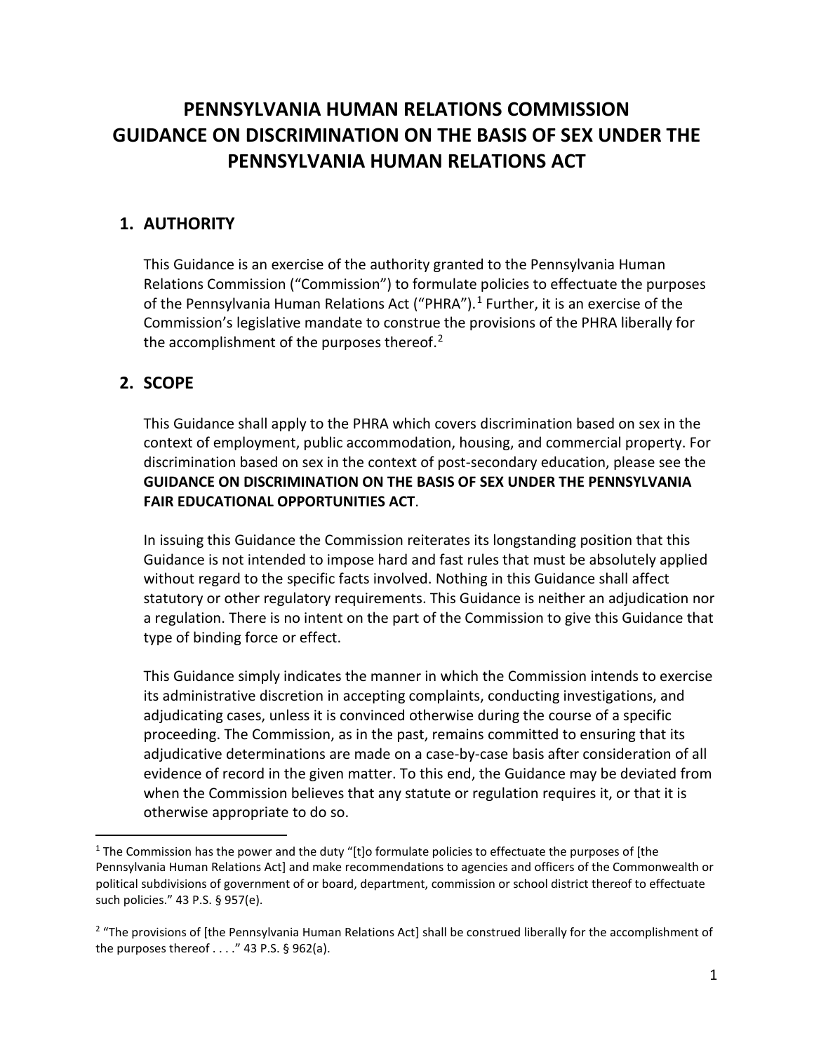# PENNSYLVANIA HUMAN RELATIONS COMMISSION GUIDANCE ON DISCRIMINATION ON THE BASIS OF SEX UNDER THE PENNSYLVANIA HUMAN RELATIONS ACT

## 1. AUTHORITY

This Guidance is an exercise of the authority granted to the Pennsylvania Human Relations Commission ("Commission") to formulate policies to effectuate the purposes of the Pennsylvania Human Relations Act ("PHRA").[1] Further, it is an exercise of the Commission's legislative mandate to construe the provisions of the PHRA liberally for the accomplishment of the purposes thereof.[2]

## 2. SCOPE

This Guidance shall apply to the PHRA which covers discrimination based on sex in the context of employment, public accommodation, housing, and commercial property. For discrimination based on sex in the context of post-secondary education, please see the **GUIDANCE ON DISCRIMINATION ON THE BASIS OF SEX UNDER THE PENNSYLVANIA FAIR EDUCATIONAL OPPORTUNITIES ACT**.

In issuing this Guidance the Commission reiterates its longstanding position that this Guidance is not intended to impose hard and fast rules that must be absolutely applied without regard to the specific facts involved. Nothing in this Guidance shall affect statutory or other regulatory requirements. This Guidance is neither an adjudication nor a regulation. There is no intent on the part of the Commission to give this Guidance that type of binding force or effect.

This Guidance simply indicates the manner in which the Commission intends to exercise its administrative discretion in accepting complaints, conducting investigations, and adjudicating cases, unless it is convinced otherwise during the course of a specific proceeding. The Commission, as in the past, remains committed to ensuring that its adjudicative determinations are made on a case-by-case basis after consideration of all evidence of record in the given matter. To this end, the Guidance may be deviated from when the Commission believes that any statute or regulation requires it, or that it is otherwise appropriate to do so.

---

[1] The Commission has the power and the duty "[t]o formulate policies to effectuate the purposes of [the Pennsylvania Human Relations Act] and make recommendations to agencies and officers of the Commonwealth or political subdivisions of government of or board, department, commission or school district thereof to effectuate such policies." 43 P.S. § 957(e).

[2] "The provisions of [the Pennsylvania Human Relations Act] shall be construed liberally for the accomplishment of the purposes thereof . . . ." 43 P.S. § 962(a).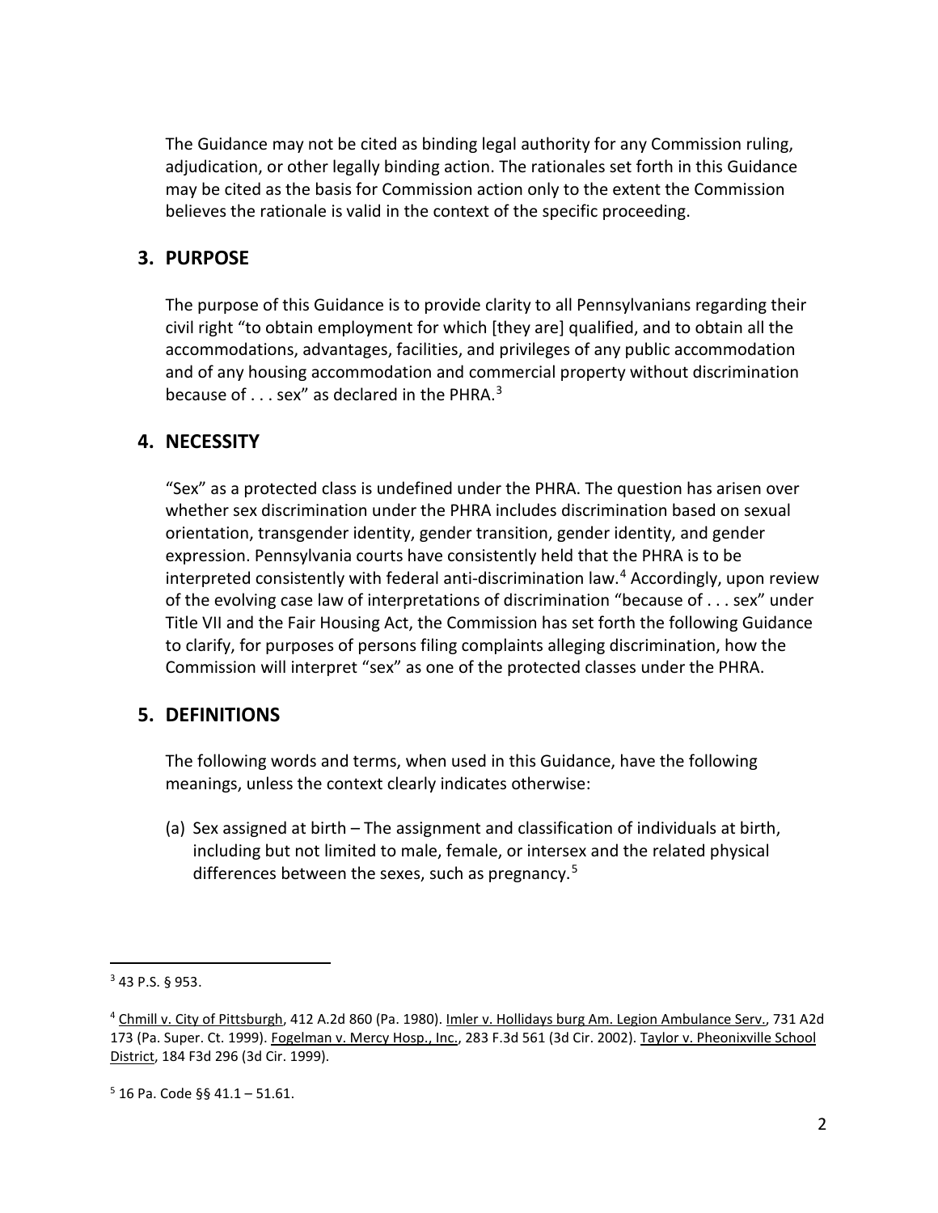The Guidance may not be cited as binding legal authority for any Commission ruling, adjudication, or other legally binding action. The rationales set forth in this Guidance may be cited as the basis for Commission action only to the extent the Commission believes the rationale is valid in the context of the specific proceeding.

## 3. PURPOSE

The purpose of this Guidance is to provide clarity to all Pennsylvanians regarding their civil right "to obtain employment for which [they are] qualified, and to obtain all the accommodations, advantages, facilities, and privileges of any public accommodation and of any housing accommodation and commercial property without discrimination because of . . . sex" as declared in the PHRA.[3]

## 4. NECESSITY

"Sex" as a protected class is undefined under the PHRA. The question has arisen over whether sex discrimination under the PHRA includes discrimination based on sexual orientation, transgender identity, gender transition, gender identity, and gender expression. Pennsylvania courts have consistently held that the PHRA is to be interpreted consistently with federal anti-discrimination law.[4] Accordingly, upon review of the evolving case law of interpretations of discrimination "because of . . . sex" under Title VII and the Fair Housing Act, the Commission has set forth the following Guidance to clarify, for purposes of persons filing complaints alleging discrimination, how the Commission will interpret "sex" as one of the protected classes under the PHRA.

## 5. DEFINITIONS

The following words and terms, when used in this Guidance, have the following meanings, unless the context clearly indicates otherwise:

(a) Sex assigned at birth – The assignment and classification of individuals at birth, including but not limited to male, female, or intersex and the related physical differences between the sexes, such as pregnancy.[5]

---

[3] 43 P.S. § 953.

[4] Chmill v. City of Pittsburgh, 412 A.2d 860 (Pa. 1980). Imler v. Hollidays burg Am. Legion Ambulance Serv., 731 A2d 173 (Pa. Super. Ct. 1999). Fogelman v. Mercy Hosp., Inc., 283 F.3d 561 (3d Cir. 2002). Taylor v. Pheonixville School District, 184 F3d 296 (3d Cir. 1999).

[5] 16 Pa. Code §§ 41.1 – 51.61.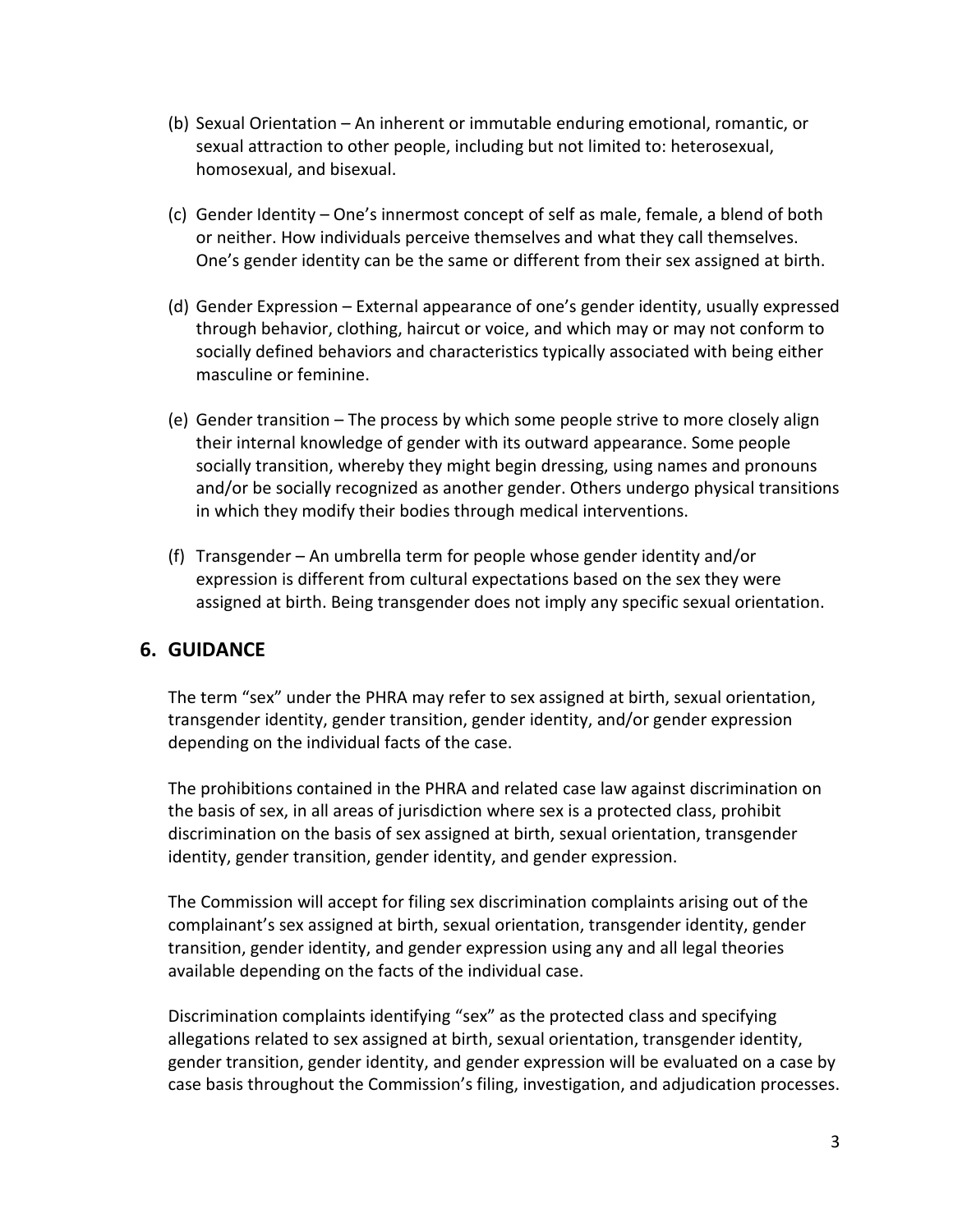(b) Sexual Orientation – An inherent or immutable enduring emotional, romantic, or sexual attraction to other people, including but not limited to: heterosexual, homosexual, and bisexual.

(c) Gender Identity – One's innermost concept of self as male, female, a blend of both or neither. How individuals perceive themselves and what they call themselves. One's gender identity can be the same or different from their sex assigned at birth.

(d) Gender Expression – External appearance of one's gender identity, usually expressed through behavior, clothing, haircut or voice, and which may or may not conform to socially defined behaviors and characteristics typically associated with being either masculine or feminine.

(e) Gender transition – The process by which some people strive to more closely align their internal knowledge of gender with its outward appearance. Some people socially transition, whereby they might begin dressing, using names and pronouns and/or be socially recognized as another gender. Others undergo physical transitions in which they modify their bodies through medical interventions.

(f) Transgender – An umbrella term for people whose gender identity and/or expression is different from cultural expectations based on the sex they were assigned at birth. Being transgender does not imply any specific sexual orientation.

## 6. GUIDANCE

The term "sex" under the PHRA may refer to sex assigned at birth, sexual orientation, transgender identity, gender transition, gender identity, and/or gender expression depending on the individual facts of the case.

The prohibitions contained in the PHRA and related case law against discrimination on the basis of sex, in all areas of jurisdiction where sex is a protected class, prohibit discrimination on the basis of sex assigned at birth, sexual orientation, transgender identity, gender transition, gender identity, and gender expression.

The Commission will accept for filing sex discrimination complaints arising out of the complainant's sex assigned at birth, sexual orientation, transgender identity, gender transition, gender identity, and gender expression using any and all legal theories available depending on the facts of the individual case.

Discrimination complaints identifying "sex" as the protected class and specifying allegations related to sex assigned at birth, sexual orientation, transgender identity, gender transition, gender identity, and gender expression will be evaluated on a case by case basis throughout the Commission's filing, investigation, and adjudication processes.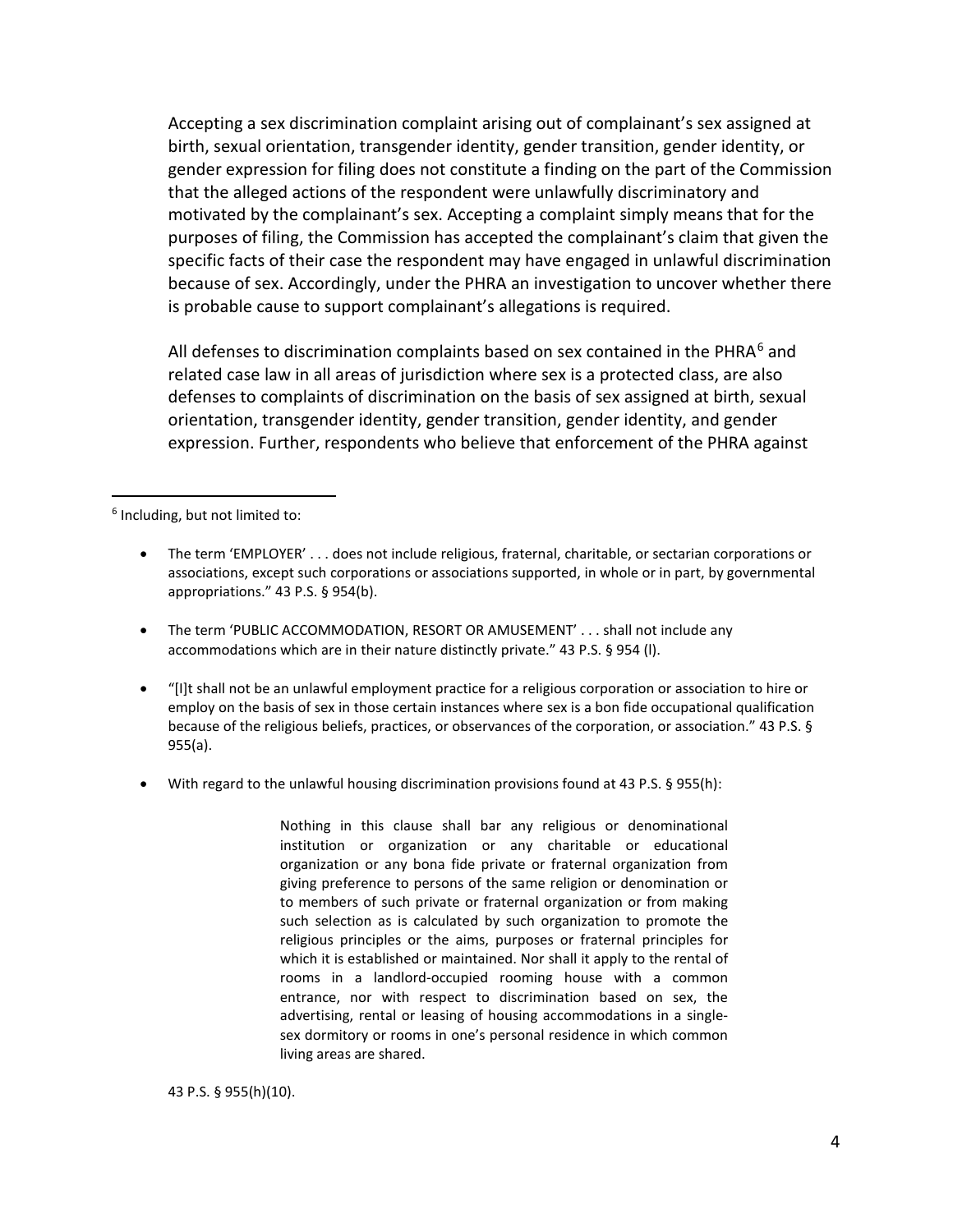Accepting a sex discrimination complaint arising out of complainant's sex assigned at birth, sexual orientation, transgender identity, gender transition, gender identity, or gender expression for filing does not constitute a finding on the part of the Commission that the alleged actions of the respondent were unlawfully discriminatory and motivated by the complainant's sex. Accepting a complaint simply means that for the purposes of filing, the Commission has accepted the complainant's claim that given the specific facts of their case the respondent may have engaged in unlawful discrimination because of sex. Accordingly, under the PHRA an investigation to uncover whether there is probable cause to support complainant's allegations is required.

All defenses to discrimination complaints based on sex contained in the PHRA[6] and related case law in all areas of jurisdiction where sex is a protected class, are also defenses to complaints of discrimination on the basis of sex assigned at birth, sexual orientation, transgender identity, gender transition, gender identity, and gender expression. Further, respondents who believe that enforcement of the PHRA against

---

[6] Including, but not limited to:

- The term 'EMPLOYER' . . . does not include religious, fraternal, charitable, or sectarian corporations or associations, except such corporations or associations supported, in whole or in part, by governmental appropriations." 43 P.S. § 954(b).

- The term 'PUBLIC ACCOMMODATION, RESORT OR AMUSEMENT' . . . shall not include any accommodations which are in their nature distinctly private." 43 P.S. § 954 (l).

- "[I]t shall not be an unlawful employment practice for a religious corporation or association to hire or employ on the basis of sex in those certain instances where sex is a bon fide occupational qualification because of the religious beliefs, practices, or observances of the corporation, or association." 43 P.S. § 955(a).

- With regard to the unlawful housing discrimination provisions found at 43 P.S. § 955(h):

> Nothing in this clause shall bar any religious or denominational institution or organization or any charitable or educational organization or any bona fide private or fraternal organization from giving preference to persons of the same religion or denomination or to members of such private or fraternal organization or from making such selection as is calculated by such organization to promote the religious principles or the aims, purposes or fraternal principles for which it is established or maintained. Nor shall it apply to the rental of rooms in a landlord-occupied rooming house with a common entrance, nor with respect to discrimination based on sex, the advertising, rental or leasing of housing accommodations in a single-sex dormitory or rooms in one's personal residence in which common living areas are shared.

43 P.S. § 955(h)(10).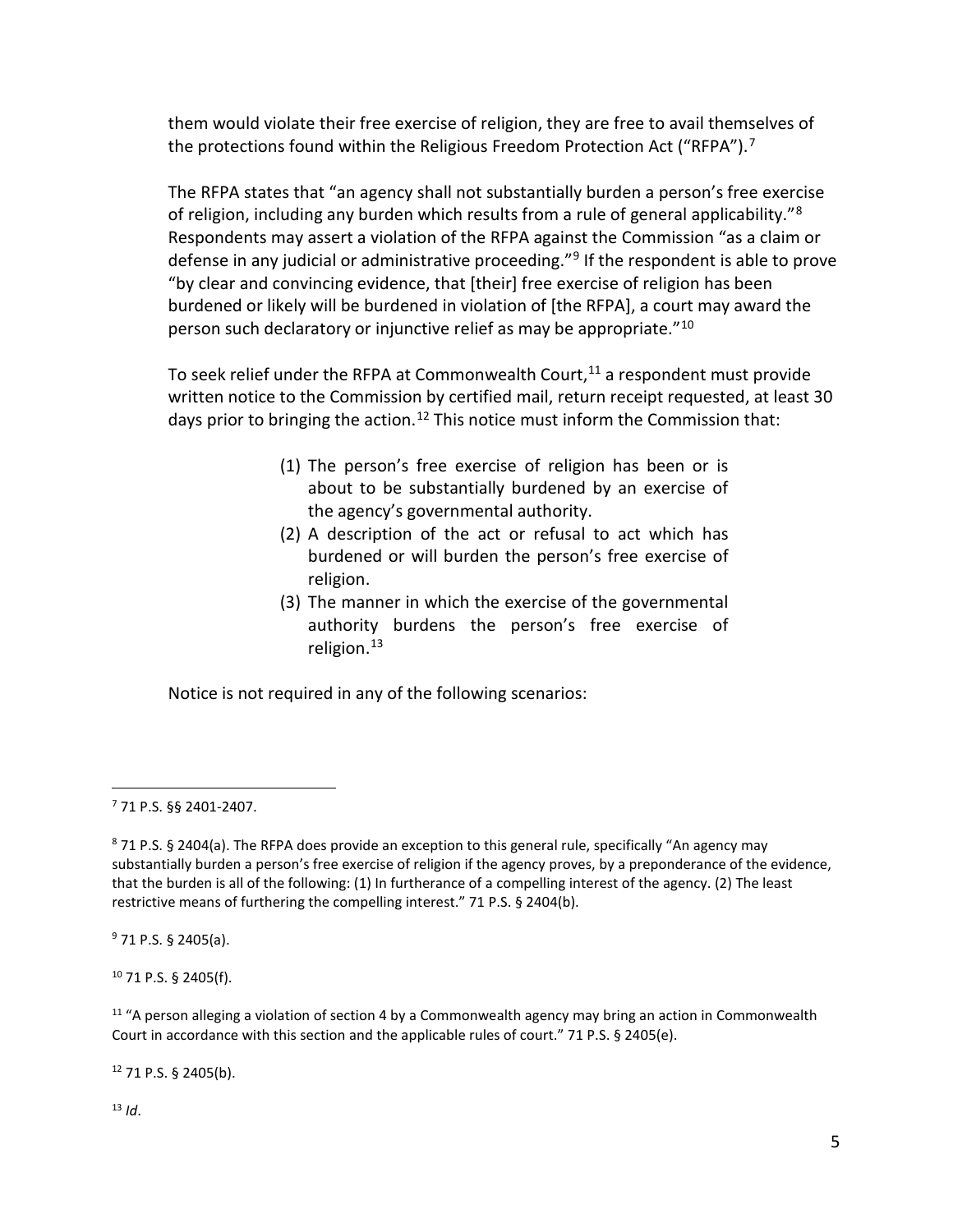them would violate their free exercise of religion, they are free to avail themselves of the protections found within the Religious Freedom Protection Act ("RFPA").[7]

The RFPA states that "an agency shall not substantially burden a person's free exercise of religion, including any burden which results from a rule of general applicability."[8] Respondents may assert a violation of the RFPA against the Commission "as a claim or defense in any judicial or administrative proceeding."[9] If the respondent is able to prove "by clear and convincing evidence, that [their] free exercise of religion has been burdened or likely will be burdened in violation of [the RFPA], a court may award the person such declaratory or injunctive relief as may be appropriate."[10]

To seek relief under the RFPA at Commonwealth Court,[11] a respondent must provide written notice to the Commission by certified mail, return receipt requested, at least 30 days prior to bringing the action.[12] This notice must inform the Commission that:

> (1) The person's free exercise of religion has been or is about to be substantially burdened by an exercise of the agency's governmental authority.
> (2) A description of the act or refusal to act which has burdened or will burden the person's free exercise of religion.
> (3) The manner in which the exercise of the governmental authority burdens the person's free exercise of religion.[13]

Notice is not required in any of the following scenarios:

---

[7] 71 P.S. §§ 2401-2407.

[8] 71 P.S. § 2404(a). The RFPA does provide an exception to this general rule, specifically "An agency may substantially burden a person's free exercise of religion if the agency proves, by a preponderance of the evidence, that the burden is all of the following: (1) In furtherance of a compelling interest of the agency. (2) The least restrictive means of furthering the compelling interest." 71 P.S. § 2404(b).

[9] 71 P.S. § 2405(a).

[10] 71 P.S. § 2405(f).

[11] "A person alleging a violation of section 4 by a Commonwealth agency may bring an action in Commonwealth Court in accordance with this section and the applicable rules of court." 71 P.S. § 2405(e).

[12] 71 P.S. § 2405(b).

[13] *Id*.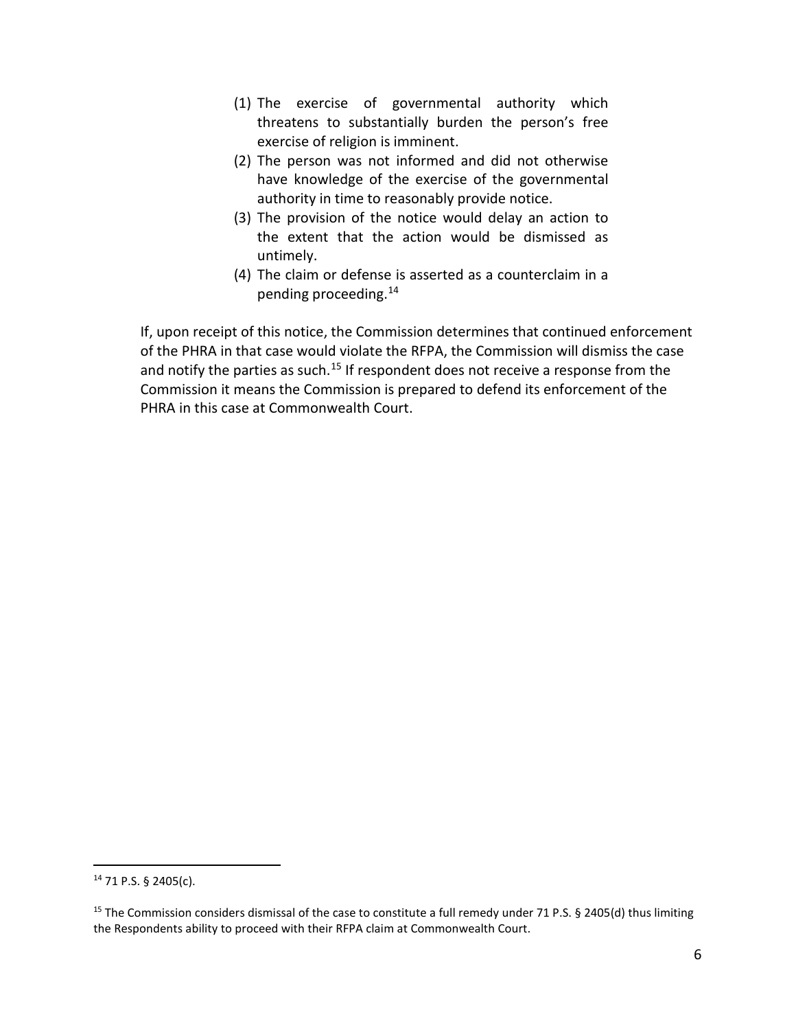(1) The exercise of governmental authority which threatens to substantially burden the person's free exercise of religion is imminent.
(2) The person was not informed and did not otherwise have knowledge of the exercise of the governmental authority in time to reasonably provide notice.
(3) The provision of the notice would delay an action to the extent that the action would be dismissed as untimely.
(4) The claim or defense is asserted as a counterclaim in a pending proceeding.[14]

If, upon receipt of this notice, the Commission determines that continued enforcement of the PHRA in that case would violate the RFPA, the Commission will dismiss the case and notify the parties as such.[15] If respondent does not receive a response from the Commission it means the Commission is prepared to defend its enforcement of the PHRA in this case at Commonwealth Court.

---

[14] 71 P.S. § 2405(c).

[15] The Commission considers dismissal of the case to constitute a full remedy under 71 P.S. § 2405(d) thus limiting the Respondents ability to proceed with their RFPA claim at Commonwealth Court.